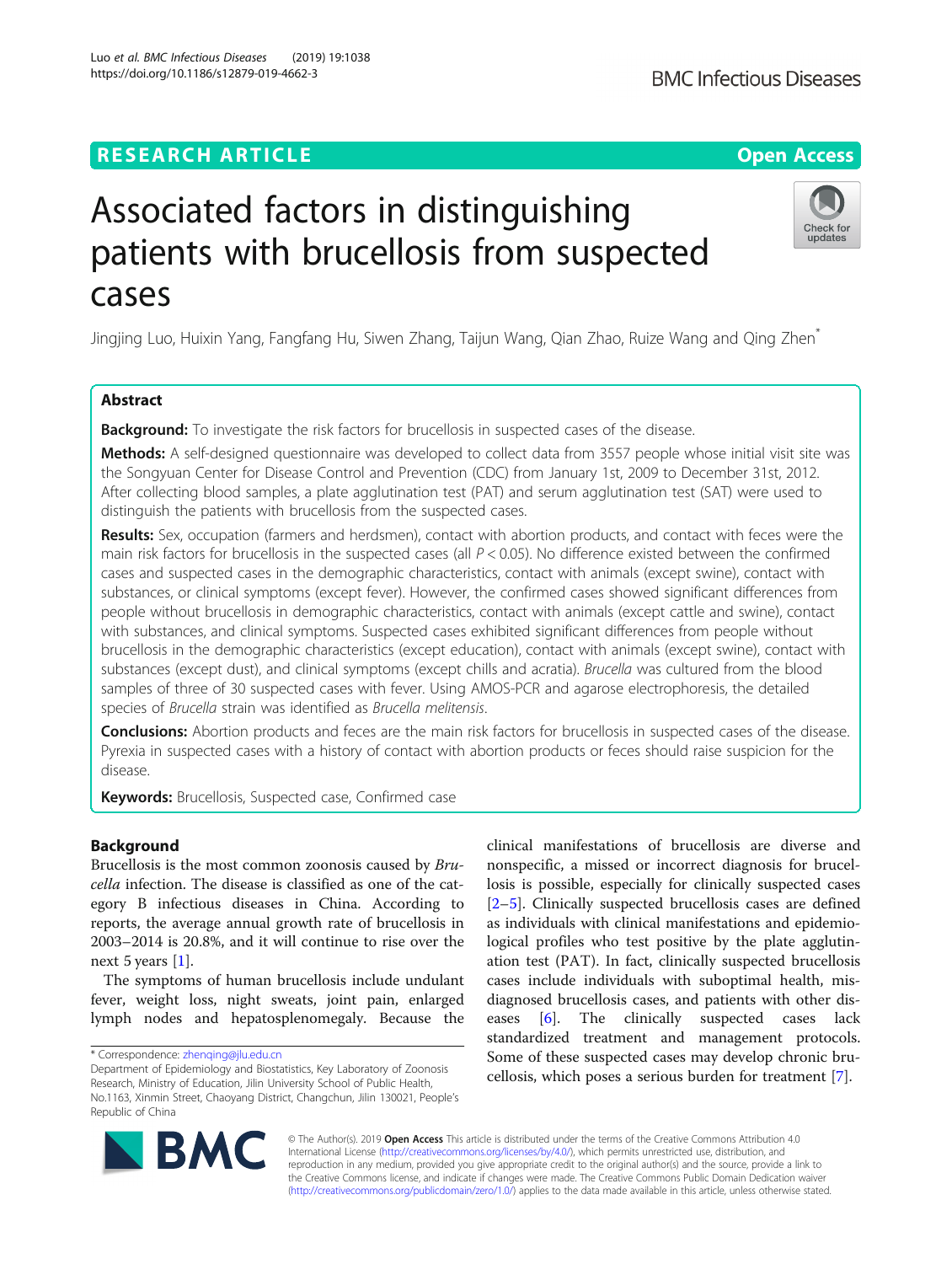RESEARCH ARTICLE

Open Access

# Associated factors in distinguishing patients with brucellosis from suspected cases

Jingjing Luo, Huixin Yang, Fangfang Hu, Siwen Zhang, Taijun Wang, Qian Zhao, Ruize Wang and Qing Zhen*

## Abstract

**Background:** To investigate the risk factors for brucellosis in suspected cases of the disease.

**Methods:** A self-designed questionnaire was developed to collect data from 3557 people whose initial visit site was the Songyuan Center for Disease Control and Prevention (CDC) from January 1st, 2009 to December 31st, 2012. After collecting blood samples, a plate agglutination test (PAT) and serum agglutination test (SAT) were used to distinguish the patients with brucellosis from the suspected cases.

**Results:** Sex, occupation (farmers and herdsmen), contact with abortion products, and contact with feces were the main risk factors for brucellosis in the suspected cases (all $P < 0.05$). No difference existed between the confirmed cases and suspected cases in the demographic characteristics, contact with animals (except swine), contact with substances, or clinical symptoms (except fever). However, the confirmed cases showed significant differences from people without brucellosis in demographic characteristics, contact with animals (except cattle and swine), contact with substances, and clinical symptoms. Suspected cases exhibited significant differences from people without brucellosis in the demographic characteristics (except education), contact with animals (except swine), contact with substances (except dust), and clinical symptoms (except chills and acratia). *Brucella* was cultured from the blood samples of three of 30 suspected cases with fever. Using AMOS-PCR and agarose electrophoresis, the detailed species of *Brucella* strain was identified as *Brucella melitensis*.

**Conclusions:** Abortion products and feces are the main risk factors for brucellosis in suspected cases of the disease. Pyrexia in suspected cases with a history of contact with abortion products or feces should raise suspicion for the disease.

**Keywords:** Brucellosis, Suspected case, Confirmed case

## Background

Brucellosis is the most common zoonosis caused by *Brucella* infection. The disease is classified as one of the category B infectious diseases in China. According to reports, the average annual growth rate of brucellosis in 2003–2014 is 20.8%, and it will continue to rise over the next 5 years [1].

The symptoms of human brucellosis include undulant fever, weight loss, night sweats, joint pain, enlarged lymph nodes and hepatosplenomegaly. Because the clinical manifestations of brucellosis are diverse and nonspecific, a missed or incorrect diagnosis for brucellosis is possible, especially for clinically suspected cases [2–5]. Clinically suspected brucellosis cases are defined as individuals with clinical manifestations and epidemiological profiles who test positive by the plate agglutination test (PAT). In fact, clinically suspected brucellosis cases include individuals with suboptimal health, misdiagnosed brucellosis cases, and patients with other diseases [6]. The clinically suspected cases lack standardized treatment and management protocols. Some of these suspected cases may develop chronic brucellosis, which poses a serious burden for treatment [7].

* Correspondence: zhenqing@jlu.edu.cn
Department of Epidemiology and Biostatistics, Key Laboratory of Zoonosis Research, Ministry of Education, Jilin University School of Public Health, No.1163, Xinmin Street, Chaoyang District, Changchun, Jilin 130021, People's Republic of China

© The Author(s). 2019 **Open Access** This article is distributed under the terms of the Creative Commons Attribution 4.0 International License (http://creativecommons.org/licenses/by/4.0/), which permits unrestricted use, distribution, and reproduction in any medium, provided you give appropriate credit to the original author(s) and the source, provide a link to the Creative Commons license, and indicate if changes were made. The Creative Commons Public Domain Dedication waiver (http://creativecommons.org/publicdomain/zero/1.0/) applies to the data made available in this article, unless otherwise stated.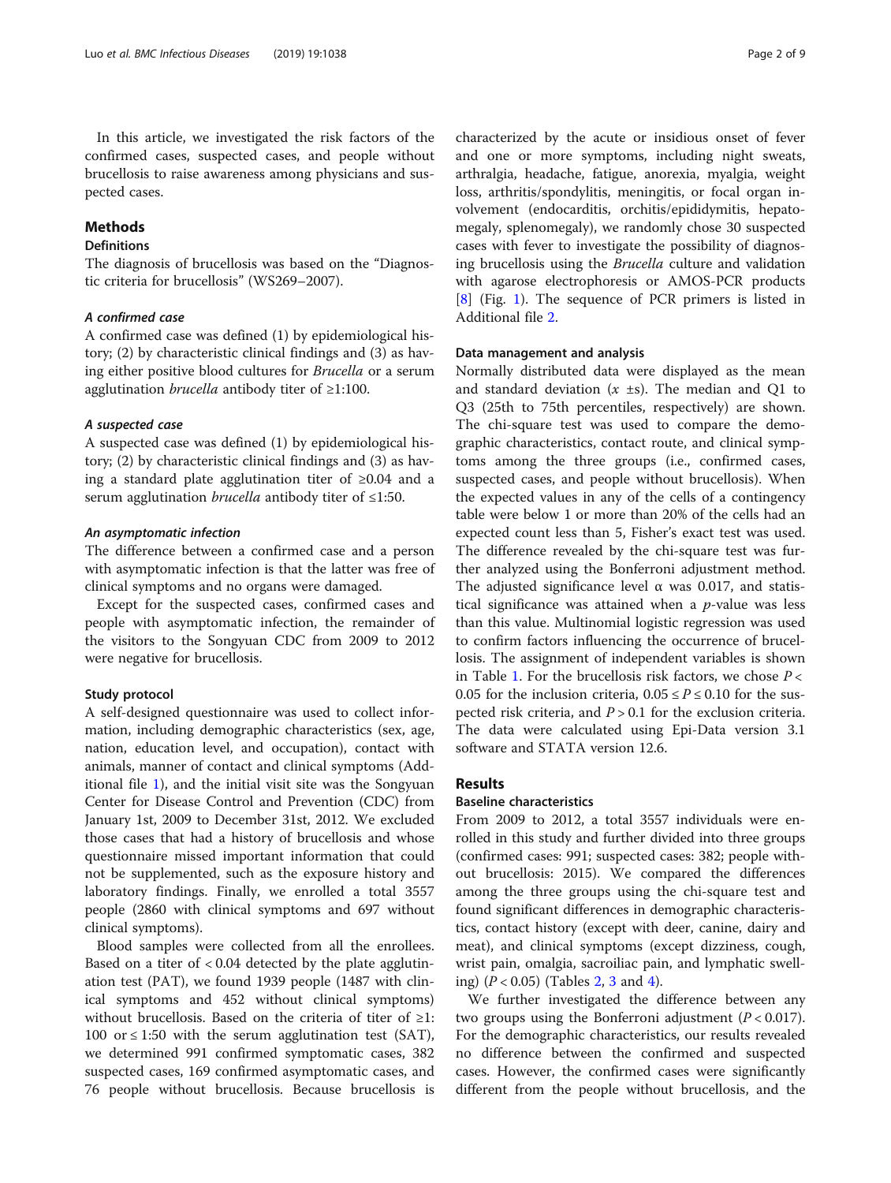In this article, we investigated the risk factors of the confirmed cases, suspected cases, and people without brucellosis to raise awareness among physicians and suspected cases.

## Methods

### Definitions

The diagnosis of brucellosis was based on the "Diagnostic criteria for brucellosis" (WS269–2007).

#### *A confirmed case*

A confirmed case was defined (1) by epidemiological history; (2) by characteristic clinical findings and (3) as having either positive blood cultures for *Brucella* or a serum agglutination *brucella* antibody titer of ≥1:100.

#### *A suspected case*

A suspected case was defined (1) by epidemiological history; (2) by characteristic clinical findings and (3) as having a standard plate agglutination titer of ≥0.04 and a serum agglutination *brucella* antibody titer of ≤1:50.

#### *An asymptomatic infection*

The difference between a confirmed case and a person with asymptomatic infection is that the latter was free of clinical symptoms and no organs were damaged.

Except for the suspected cases, confirmed cases and people with asymptomatic infection, the remainder of the visitors to the Songyuan CDC from 2009 to 2012 were negative for brucellosis.

### Study protocol

A self-designed questionnaire was used to collect information, including demographic characteristics (sex, age, nation, education level, and occupation), contact with animals, manner of contact and clinical symptoms (Additional file 1), and the initial visit site was the Songyuan Center for Disease Control and Prevention (CDC) from January 1st, 2009 to December 31st, 2012. We excluded those cases that had a history of brucellosis and whose questionnaire missed important information that could not be supplemented, such as the exposure history and laboratory findings. Finally, we enrolled a total 3557 people (2860 with clinical symptoms and 697 without clinical symptoms).

Blood samples were collected from all the enrollees. Based on a titer of < 0.04 detected by the plate agglutination test (PAT), we found 1939 people (1487 with clinical symptoms and 452 without clinical symptoms) without brucellosis. Based on the criteria of titer of ≥1:100 or ≤ 1:50 with the serum agglutination test (SAT), we determined 991 confirmed symptomatic cases, 382 suspected cases, 169 confirmed asymptomatic cases, and 76 people without brucellosis. Because brucellosis is characterized by the acute or insidious onset of fever and one or more symptoms, including night sweats, arthralgia, headache, fatigue, anorexia, myalgia, weight loss, arthritis/spondylitis, meningitis, or focal organ involvement (endocarditis, orchitis/epididymitis, hepatomegaly, splenomegaly), we randomly chose 30 suspected cases with fever to investigate the possibility of diagnosing brucellosis using the *Brucella* culture and validation with agarose electrophoresis or AMOS-PCR products [8] (Fig. 1). The sequence of PCR primers is listed in Additional file 2.

### Data management and analysis

Normally distributed data were displayed as the mean and standard deviation ($x$ ±s). The median and Q1 to Q3 (25th to 75th percentiles, respectively) are shown. The chi-square test was used to compare the demographic characteristics, contact route, and clinical symptoms among the three groups (i.e., confirmed cases, suspected cases, and people without brucellosis). When the expected values in any of the cells of a contingency table were below 1 or more than 20% of the cells had an expected count less than 5, Fisher's exact test was used. The difference revealed by the chi-square test was further analyzed using the Bonferroni adjustment method. The adjusted significance level α was 0.017, and statistical significance was attained when a $p$-value was less than this value. Multinomial logistic regression was used to confirm factors influencing the occurrence of brucellosis. The assignment of independent variables is shown in Table 1. For the brucellosis risk factors, we chose $P < 0.05$ for the inclusion criteria, $0.05 \le P \le 0.10$ for the suspected risk criteria, and $P > 0.1$ for the exclusion criteria. The data were calculated using Epi-Data version 3.1 software and STATA version 12.6.

## Results

### Baseline characteristics

From 2009 to 2012, a total 3557 individuals were enrolled in this study and further divided into three groups (confirmed cases: 991; suspected cases: 382; people without brucellosis: 2015). We compared the differences among the three groups using the chi-square test and found significant differences in demographic characteristics, contact history (except with deer, canine, dairy and meat), and clinical symptoms (except dizziness, cough, wrist pain, omalgia, sacroiliac pain, and lymphatic swelling) ($P < 0.05$) (Tables 2, 3 and 4).

We further investigated the difference between any two groups using the Bonferroni adjustment ($P < 0.017$). For the demographic characteristics, our results revealed no difference between the confirmed and suspected cases. However, the confirmed cases were significantly different from the people without brucellosis, and the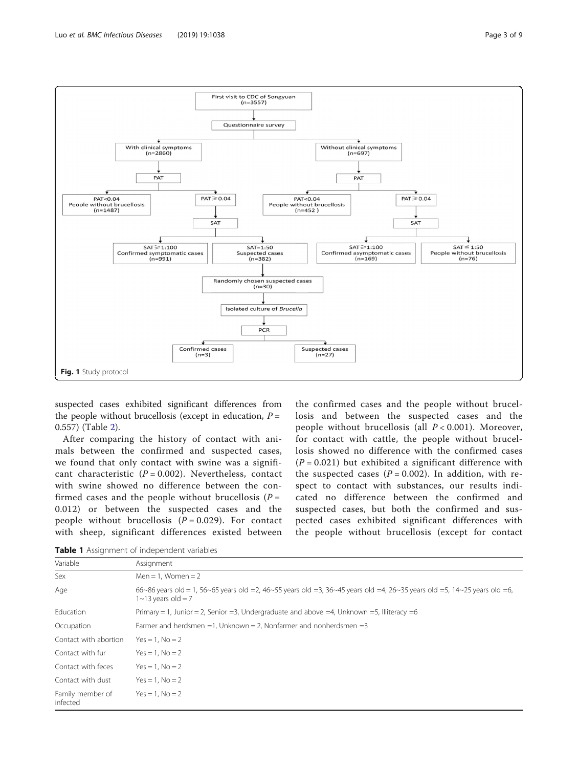**Fig. 1** Study protocol

suspected cases exhibited significant differences from the people without brucellosis (except in education, $P = 0.557$) (Table 2).

After comparing the history of contact with animals between the confirmed and suspected cases, we found that only contact with swine was a significant characteristic ($P = 0.002$). Nevertheless, contact with swine showed no difference between the confirmed cases and the people without brucellosis ($P = 0.012$) or between the suspected cases and the people without brucellosis ($P = 0.029$). For contact with sheep, significant differences existed between the confirmed cases and the people without brucellosis and between the suspected cases and the people without brucellosis (all $P < 0.001$). Moreover, for contact with cattle, the people without brucellosis showed no difference with the confirmed cases ($P = 0.021$) but exhibited a significant difference with the suspected cases ($P = 0.002$). In addition, with respect to contact with substances, our results indicated no difference between the confirmed and suspected cases, but both the confirmed and suspected cases exhibited significant differences with the people without brucellosis (except for contact

**Table 1** Assignment of independent variables

| Variable | Assignment |
|---|---|
| Sex | Men = 1, Women = 2 |
| Age | 66~86 years old = 1, 56~65 years old =2, 46~55 years old =3, 36~45 years old =4, 26~35 years old =5, 14~25 years old =6, 1~13 years old = 7 |
| Education | Primary = 1, Junior = 2, Senior =3, Undergraduate and above =4, Unknown =5, Illiteracy =6 |
| Occupation | Farmer and herdsmen =1, Unknown = 2, Nonfarmer and nonherdsmen =3 |
| Contact with abortion | Yes = 1, No = 2 |
| Contact with fur | Yes = 1, No = 2 |
| Contact with feces | Yes = 1, No = 2 |
| Contact with dust | Yes = 1, No = 2 |
| Family member of infected | Yes = 1, No = 2 |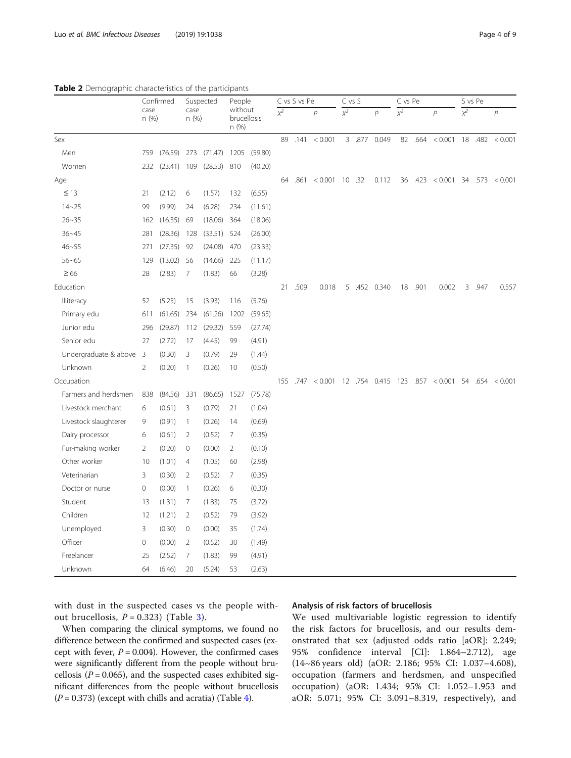**Table 2** Demographic characteristics of the participants

| | Confirmed case n (%) | | Suspected case n (%) | | People without brucellosis n (%) | | C vs S vs Pe | | C vs S | | C vs Pe | | S vs Pe | |
|---|---|---|---|---|---|---|---|---|---|---|---|---|---|---|
| | | | | | | | $X^2$ | $P$ | $X^2$ | $P$ | $X^2$ | $P$ | $X^2$ | $P$ |
| Sex | | | | | | | 89 .141 | < 0.001 | 3 .877 | 0.049 | 82 .664 | < 0.001 | 18 .482 | < 0.001 |
| Men | 759 | (76.59) | 273 | (71.47) | 1205 | (59.80) | | | | | | | | |
| Women | 232 | (23.41) | 109 | (28.53) | 810 | (40.20) | | | | | | | | |
| Age | | | | | | | 64 .861 | < 0.001 | 10 .32 | 0.112 | 36 .423 | < 0.001 | 34 .573 | < 0.001 |
| ≤ 13 | 21 | (2.12) | 6 | (1.57) | 132 | (6.55) | | | | | | | | |
| 14~25 | 99 | (9.99) | 24 | (6.28) | 234 | (11.61) | | | | | | | | |
| 26~35 | 162 | (16.35) | 69 | (18.06) | 364 | (18.06) | | | | | | | | |
| 36~45 | 281 | (28.36) | 128 | (33.51) | 524 | (26.00) | | | | | | | | |
| 46~55 | 271 | (27.35) | 92 | (24.08) | 470 | (23.33) | | | | | | | | |
| 56~65 | 129 | (13.02) | 56 | (14.66) | 225 | (11.17) | | | | | | | | |
| ≥ 66 | 28 | (2.83) | 7 | (1.83) | 66 | (3.28) | | | | | | | | |
| Education | | | | | | | 21 .509 | 0.018 | 5 .452 | 0.340 | 18 .901 | 0.002 | 3 .947 | 0.557 |
| Illiteracy | 52 | (5.25) | 15 | (3.93) | 116 | (5.76) | | | | | | | | |
| Primary edu | 611 | (61.65) | 234 | (61.26) | 1202 | (59.65) | | | | | | | | |
| Junior edu | 296 | (29.87) | 112 | (29.32) | 559 | (27.74) | | | | | | | | |
| Senior edu | 27 | (2.72) | 17 | (4.45) | 99 | (4.91) | | | | | | | | |
| Undergraduate & above | 3 | (0.30) | 3 | (0.79) | 29 | (1.44) | | | | | | | | |
| Unknown | 2 | (0.20) | 1 | (0.26) | 10 | (0.50) | | | | | | | | |
| Occupation | | | | | | | 155 .747 | < 0.001 | 12 .754 | 0.415 | 123 .857 | < 0.001 | 54 .654 | < 0.001 |
| Farmers and herdsmen | 838 | (84.56) | 331 | (86.65) | 1527 | (75.78) | | | | | | | | |
| Livestock merchant | 6 | (0.61) | 3 | (0.79) | 21 | (1.04) | | | | | | | | |
| Livestock slaughterer | 9 | (0.91) | 1 | (0.26) | 14 | (0.69) | | | | | | | | |
| Dairy processor | 6 | (0.61) | 2 | (0.52) | 7 | (0.35) | | | | | | | | |
| Fur-making worker | 2 | (0.20) | 0 | (0.00) | 2 | (0.10) | | | | | | | | |
| Other worker | 10 | (1.01) | 4 | (1.05) | 60 | (2.98) | | | | | | | | |
| Veterinarian | 3 | (0.30) | 2 | (0.52) | 7 | (0.35) | | | | | | | | |
| Doctor or nurse | 0 | (0.00) | 1 | (0.26) | 6 | (0.30) | | | | | | | | |
| Student | 13 | (1.31) | 7 | (1.83) | 75 | (3.72) | | | | | | | | |
| Children | 12 | (1.21) | 2 | (0.52) | 79 | (3.92) | | | | | | | | |
| Unemployed | 3 | (0.30) | 0 | (0.00) | 35 | (1.74) | | | | | | | | |
| Officer | 0 | (0.00) | 2 | (0.52) | 30 | (1.49) | | | | | | | | |
| Freelancer | 25 | (2.52) | 7 | (1.83) | 99 | (4.91) | | | | | | | | |
| Unknown | 64 | (6.46) | 20 | (5.24) | 53 | (2.63) | | | | | | | | |

with dust in the suspected cases vs the people without brucellosis, $P = 0.323$) (Table 3).

When comparing the clinical symptoms, we found no difference between the confirmed and suspected cases (except with fever, $P = 0.004$). However, the confirmed cases were significantly different from the people without brucellosis ($P = 0.065$), and the suspected cases exhibited significant differences from the people without brucellosis ($P = 0.373$) (except with chills and acratia) (Table 4).

### Analysis of risk factors of brucellosis

We used multivariable logistic regression to identify the risk factors for brucellosis, and our results demonstrated that sex (adjusted odds ratio [aOR]: 2.249; 95% confidence interval [CI]: 1.864–2.712), age (14~86 years old) (aOR: 2.186; 95% CI: 1.037–4.608), occupation (farmers and herdsmen, and unspecified occupation) (aOR: 1.434; 95% CI: 1.052–1.953 and aOR: 5.071; 95% CI: 3.091–8.319, respectively), and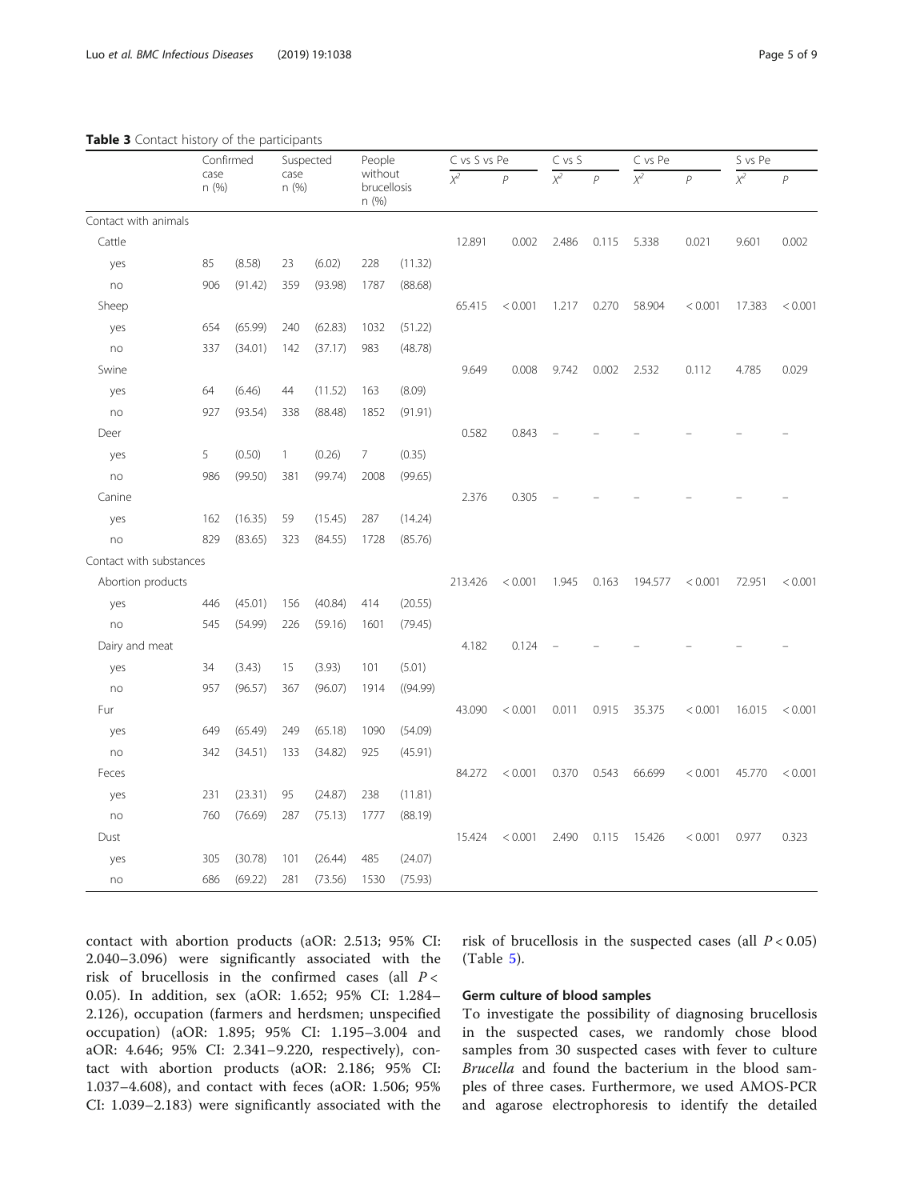**Table 3** Contact history of the participants

| | Confirmed case n (%) | | Suspected case n (%) | | People without brucellosis n (%) | | C vs S vs Pe | | C vs S | | C vs Pe | | S vs Pe | |
|---|---|---|---|---|---|---|---|---|---|---|---|---|---|---|
| | | | | | | | $X^2$ | $P$ | $X^2$ | $P$ | $X^2$ | $P$ | $X^2$ | $P$ |
| Contact with animals | | | | | | | | | | | | | | |
| Cattle | | | | | | | 12.891 | 0.002 | 2.486 | 0.115 | 5.338 | 0.021 | 9.601 | 0.002 |
| yes | 85 | (8.58) | 23 | (6.02) | 228 | (11.32) | | | | | | | | |
| no | 906 | (91.42) | 359 | (93.98) | 1787 | (88.68) | | | | | | | | |
| Sheep | | | | | | | 65.415 | < 0.001 | 1.217 | 0.270 | 58.904 | < 0.001 | 17.383 | < 0.001 |
| yes | 654 | (65.99) | 240 | (62.83) | 1032 | (51.22) | | | | | | | | |
| no | 337 | (34.01) | 142 | (37.17) | 983 | (48.78) | | | | | | | | |
| Swine | | | | | | | 9.649 | 0.008 | 9.742 | 0.002 | 2.532 | 0.112 | 4.785 | 0.029 |
| yes | 64 | (6.46) | 44 | (11.52) | 163 | (8.09) | | | | | | | | |
| no | 927 | (93.54) | 338 | (88.48) | 1852 | (91.91) | | | | | | | | |
| Deer | | | | | | | 0.582 | 0.843 | – | – | – | – | – | – |
| yes | 5 | (0.50) | 1 | (0.26) | 7 | (0.35) | | | | | | | | |
| no | 986 | (99.50) | 381 | (99.74) | 2008 | (99.65) | | | | | | | | |
| Canine | | | | | | | 2.376 | 0.305 | – | – | – | – | – | – |
| yes | 162 | (16.35) | 59 | (15.45) | 287 | (14.24) | | | | | | | | |
| no | 829 | (83.65) | 323 | (84.55) | 1728 | (85.76) | | | | | | | | |
| Contact with substances | | | | | | | | | | | | | | |
| Abortion products | | | | | | | 213.426 | < 0.001 | 1.945 | 0.163 | 194.577 | < 0.001 | 72.951 | < 0.001 |
| yes | 446 | (45.01) | 156 | (40.84) | 414 | (20.55) | | | | | | | | |
| no | 545 | (54.99) | 226 | (59.16) | 1601 | (79.45) | | | | | | | | |
| Dairy and meat | | | | | | | 4.182 | 0.124 | – | – | – | – | – | – |
| yes | 34 | (3.43) | 15 | (3.93) | 101 | (5.01) | | | | | | | | |
| no | 957 | (96.57) | 367 | (96.07) | 1914 | ((94.99) | | | | | | | | |
| Fur | | | | | | | 43.090 | < 0.001 | 0.011 | 0.915 | 35.375 | < 0.001 | 16.015 | < 0.001 |
| yes | 649 | (65.49) | 249 | (65.18) | 1090 | (54.09) | | | | | | | | |
| no | 342 | (34.51) | 133 | (34.82) | 925 | (45.91) | | | | | | | | |
| Feces | | | | | | | 84.272 | < 0.001 | 0.370 | 0.543 | 66.699 | < 0.001 | 45.770 | < 0.001 |
| yes | 231 | (23.31) | 95 | (24.87) | 238 | (11.81) | | | | | | | | |
| no | 760 | (76.69) | 287 | (75.13) | 1777 | (88.19) | | | | | | | | |
| Dust | | | | | | | 15.424 | < 0.001 | 2.490 | 0.115 | 15.426 | < 0.001 | 0.977 | 0.323 |
| yes | 305 | (30.78) | 101 | (26.44) | 485 | (24.07) | | | | | | | | |
| no | 686 | (69.22) | 281 | (73.56) | 1530 | (75.93) | | | | | | | | |

contact with abortion products (aOR: 2.513; 95% CI: 2.040–3.096) were significantly associated with the risk of brucellosis in the confirmed cases (all $P < 0.05$). In addition, sex (aOR: 1.652; 95% CI: 1.284–2.126), occupation (farmers and herdsmen; unspecified occupation) (aOR: 1.895; 95% CI: 1.195–3.004 and aOR: 4.646; 95% CI: 2.341–9.220, respectively), contact with abortion products (aOR: 2.186; 95% CI: 1.037–4.608), and contact with feces (aOR: 1.506; 95% CI: 1.039–2.183) were significantly associated with the risk of brucellosis in the suspected cases (all $P < 0.05$) (Table 5).

### Germ culture of blood samples

To investigate the possibility of diagnosing brucellosis in the suspected cases, we randomly chose blood samples from 30 suspected cases with fever to culture *Brucella* and found the bacterium in the blood samples of three cases. Furthermore, we used AMOS-PCR and agarose electrophoresis to identify the detailed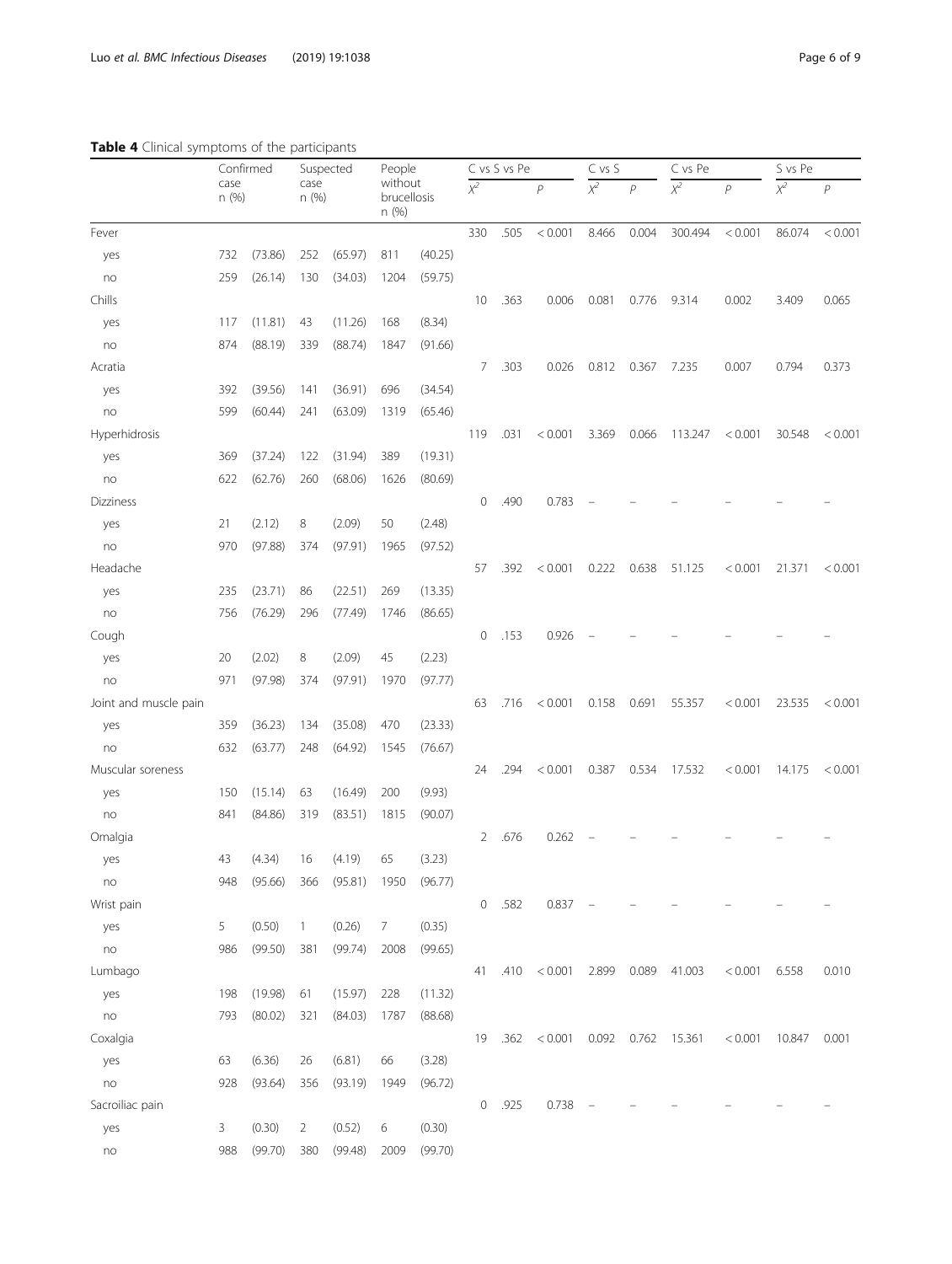**Table 4** Clinical symptoms of the participants

| | Confirmed case n (%) | | Suspected case n (%) | | People without brucellosis n (%) | | C vs S vs Pe | | C vs S | | C vs Pe | | S vs Pe | |
|---|---|---|---|---|---|---|---|---|---|---|---|---|---|---|
| | | | | | | | $X^2$ | $P$ | $X^2$ | $P$ | $X^2$ | $P$ | $X^2$ | $P$ |
| Fever | | | | | | | 330.505 | < 0.001 | 8.466 | 0.004 | 300.494 | < 0.001 | 86.074 | < 0.001 |
| yes | 732 | (73.86) | 252 | (65.97) | 811 | (40.25) | | | | | | | | |
| no | 259 | (26.14) | 130 | (34.03) | 1204 | (59.75) | | | | | | | | |
| Chills | | | | | | | 10.363 | 0.006 | 0.081 | 0.776 | 9.314 | 0.002 | 3.409 | 0.065 |
| yes | 117 | (11.81) | 43 | (11.26) | 168 | (8.34) | | | | | | | | |
| no | 874 | (88.19) | 339 | (88.74) | 1847 | (91.66) | | | | | | | | |
| Acratia | | | | | | | 7.303 | 0.026 | 0.812 | 0.367 | 7.235 | 0.007 | 0.794 | 0.373 |
| yes | 392 | (39.56) | 141 | (36.91) | 696 | (34.54) | | | | | | | | |
| no | 599 | (60.44) | 241 | (63.09) | 1319 | (65.46) | | | | | | | | |
| Hyperhidrosis | | | | | | | 119.031 | < 0.001 | 3.369 | 0.066 | 113.247 | < 0.001 | 30.548 | < 0.001 |
| yes | 369 | (37.24) | 122 | (31.94) | 389 | (19.31) | | | | | | | | |
| no | 622 | (62.76) | 260 | (68.06) | 1626 | (80.69) | | | | | | | | |
| Dizziness | | | | | | | 0.490 | 0.783 | – | – | – | – | – | – |
| yes | 21 | (2.12) | 8 | (2.09) | 50 | (2.48) | | | | | | | | |
| no | 970 | (97.88) | 374 | (97.91) | 1965 | (97.52) | | | | | | | | |
| Headache | | | | | | | 57.392 | < 0.001 | 0.222 | 0.638 | 51.125 | < 0.001 | 21.371 | < 0.001 |
| yes | 235 | (23.71) | 86 | (22.51) | 269 | (13.35) | | | | | | | | |
| no | 756 | (76.29) | 296 | (77.49) | 1746 | (86.65) | | | | | | | | |
| Cough | | | | | | | 0.153 | 0.926 | – | – | – | – | – | – |
| yes | 20 | (2.02) | 8 | (2.09) | 45 | (2.23) | | | | | | | | |
| no | 971 | (97.98) | 374 | (97.91) | 1970 | (97.77) | | | | | | | | |
| Joint and muscle pain | | | | | | | 63.716 | < 0.001 | 0.158 | 0.691 | 55.357 | < 0.001 | 23.535 | < 0.001 |
| yes | 359 | (36.23) | 134 | (35.08) | 470 | (23.33) | | | | | | | | |
| no | 632 | (63.77) | 248 | (64.92) | 1545 | (76.67) | | | | | | | | |
| Muscular soreness | | | | | | | 24.294 | < 0.001 | 0.387 | 0.534 | 17.532 | < 0.001 | 14.175 | < 0.001 |
| yes | 150 | (15.14) | 63 | (16.49) | 200 | (9.93) | | | | | | | | |
| no | 841 | (84.86) | 319 | (83.51) | 1815 | (90.07) | | | | | | | | |
| Omalgia | | | | | | | 2.676 | 0.262 | – | – | – | – | – | – |
| yes | 43 | (4.34) | 16 | (4.19) | 65 | (3.23) | | | | | | | | |
| no | 948 | (95.66) | 366 | (95.81) | 1950 | (96.77) | | | | | | | | |
| Wrist pain | | | | | | | 0.582 | 0.837 | – | – | – | – | – | – |
| yes | 5 | (0.50) | 1 | (0.26) | 7 | (0.35) | | | | | | | | |
| no | 986 | (99.50) | 381 | (99.74) | 2008 | (99.65) | | | | | | | | |
| Lumbago | | | | | | | 41.410 | < 0.001 | 2.899 | 0.089 | 41.003 | < 0.001 | 6.558 | 0.010 |
| yes | 198 | (19.98) | 61 | (15.97) | 228 | (11.32) | | | | | | | | |
| no | 793 | (80.02) | 321 | (84.03) | 1787 | (88.68) | | | | | | | | |
| Coxalgia | | | | | | | 19.362 | < 0.001 | 0.092 | 0.762 | 15.361 | < 0.001 | 10.847 | 0.001 |
| yes | 63 | (6.36) | 26 | (6.81) | 66 | (3.28) | | | | | | | | |
| no | 928 | (93.64) | 356 | (93.19) | 1949 | (96.72) | | | | | | | | |
| Sacroiliac pain | | | | | | | 0.925 | 0.738 | – | – | – | – | – | – |
| yes | 3 | (0.30) | 2 | (0.52) | 6 | (0.30) | | | | | | | | |
| no | 988 | (99.70) | 380 | (99.48) | 2009 | (99.70) | | | | | | | | |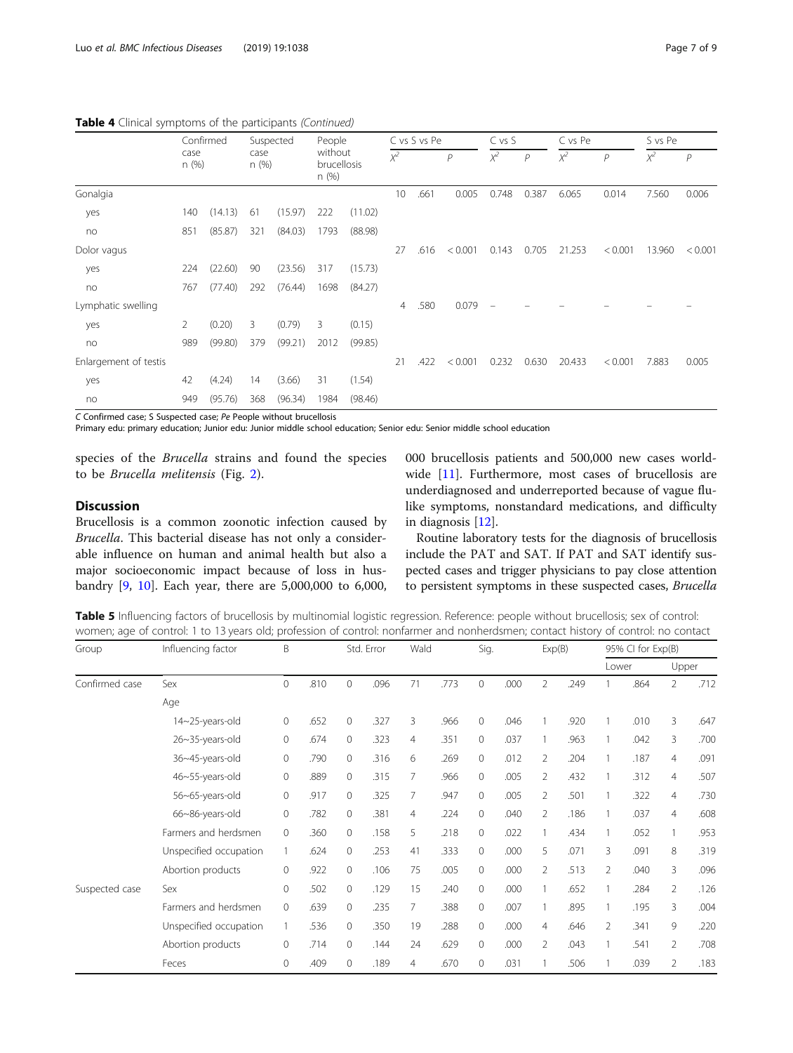**Table 4** Clinical symptoms of the participants *(Continued)*

| | Confirmed case n (%) | Suspected case n (%) | People without brucellosis n (%) | C vs S vs Pe | | C vs S | | C vs Pe | | S vs Pe | |
|---|---|---|---|---|---|---|---|---|---|---|---|
| | | | | $X^2$ | *P* | $X^2$ | *P* | $X^2$ | *P* | $X^2$ | *P* |
| Gonalgia | | | | 10.661 | 0.005 | 0.748 | 0.387 | 6.065 | 0.014 | 7.560 | 0.006 |
| yes | 140 (14.13) | 61 (15.97) | 222 (11.02) | | | | | | | | |
| no | 851 (85.87) | 321 (84.03) | 1793 (88.98) | | | | | | | | |
| Dolor vagus | | | | 27.616 | < 0.001 | 0.143 | 0.705 | 21.253 | < 0.001 | 13.960 | < 0.001 |
| yes | 224 (22.60) | 90 (23.56) | 317 (15.73) | | | | | | | | |
| no | 767 (77.40) | 292 (76.44) | 1698 (84.27) | | | | | | | | |
| Lymphatic swelling | | | | 4.580 | 0.079 | – | – | – | – | – | – |
| yes | 2 (0.20) | 3 (0.79) | 3 (0.15) | | | | | | | | |
| no | 989 (99.80) | 379 (99.21) | 2012 (99.85) | | | | | | | | |
| Enlargement of testis | | | | 21.422 | < 0.001 | 0.232 | 0.630 | 20.433 | < 0.001 | 7.883 | 0.005 |
| yes | 42 (4.24) | 14 (3.66) | 31 (1.54) | | | | | | | | |
| no | 949 (95.76) | 368 (96.34) | 1984 (98.46) | | | | | | | | |

*C* Confirmed case; *S* Suspected case; *Pe* People without brucellosis
Primary edu: primary education; Junior edu: Junior middle school education; Senior edu: Senior middle school education

species of the *Brucella* strains and found the species to be *Brucella melitensis* (Fig. 2).

## Discussion

Brucellosis is a common zoonotic infection caused by *Brucella*. This bacterial disease has not only a considerable influence on human and animal health but also a major socioeconomic impact because of loss in husbandry [9, 10]. Each year, there are 5,000,000 to 6,000,000 brucellosis patients and 500,000 new cases worldwide [11]. Furthermore, most cases of brucellosis are underdiagnosed and underreported because of vague flu-like symptoms, nonstandard medications, and difficulty in diagnosis [12].

Routine laboratory tests for the diagnosis of brucellosis include the PAT and SAT. If PAT and SAT identify suspected cases and trigger physicians to pay close attention to persistent symptoms in these suspected cases, *Brucella*

**Table 5** Influencing factors of brucellosis by multinomial logistic regression. Reference: people without brucellosis; sex of control: women; age of control: 1 to 13 years old; profession of control: nonfarmer and nonherdsmen; contact history of control: no contact

| Group | Influencing factor | B | Std. Error | Wald | Sig. | Exp(B) | 95% CI for Exp(B) | |
|---|---|---|---|---|---|---|---|---|
| | | | | | | | Lower | Upper |
| Confirmed case | Sex | 0.810 | 0.096 | 71.773 | 0.000 | 2.249 | 1.864 | 2.712 |
| | Age | | | | | | | |
| | 14~25-years-old | 0.652 | 0.327 | 3.966 | 0.046 | 1.920 | 1.010 | 3.647 |
| | 26~35-years-old | 0.674 | 0.323 | 4.351 | 0.037 | 1.963 | 1.042 | 3.700 |
| | 36~45-years-old | 0.790 | 0.316 | 6.269 | 0.012 | 2.204 | 1.187 | 4.091 |
| | 46~55-years-old | 0.889 | 0.315 | 7.966 | 0.005 | 2.432 | 1.312 | 4.507 |
| | 56~65-years-old | 0.917 | 0.325 | 7.947 | 0.005 | 2.501 | 1.322 | 4.730 |
| | 66~86-years-old | 0.782 | 0.381 | 4.224 | 0.040 | 2.186 | 1.037 | 4.608 |
| | Farmers and herdsmen | 0.360 | 0.158 | 5.218 | 0.022 | 1.434 | 1.052 | 1.953 |
| | Unspecified occupation | 1.624 | 0.253 | 41.333 | 0.000 | 5.071 | 3.091 | 8.319 |
| | Abortion products | 0.922 | 0.106 | 75.005 | 0.000 | 2.513 | 2.040 | 3.096 |
| Suspected case | Sex | 0.502 | 0.129 | 15.240 | 0.000 | 1.652 | 1.284 | 2.126 |
| | Farmers and herdsmen | 0.639 | 0.235 | 7.388 | 0.007 | 1.895 | 1.195 | 3.004 |
| | Unspecified occupation | 1.536 | 0.350 | 19.288 | 0.000 | 4.646 | 2.341 | 9.220 |
| | Abortion products | 0.714 | 0.144 | 24.629 | 0.000 | 2.043 | 1.541 | 2.708 |
| | Feces | 0.409 | 0.189 | 4.670 | 0.031 | 1.506 | 1.039 | 2.183 |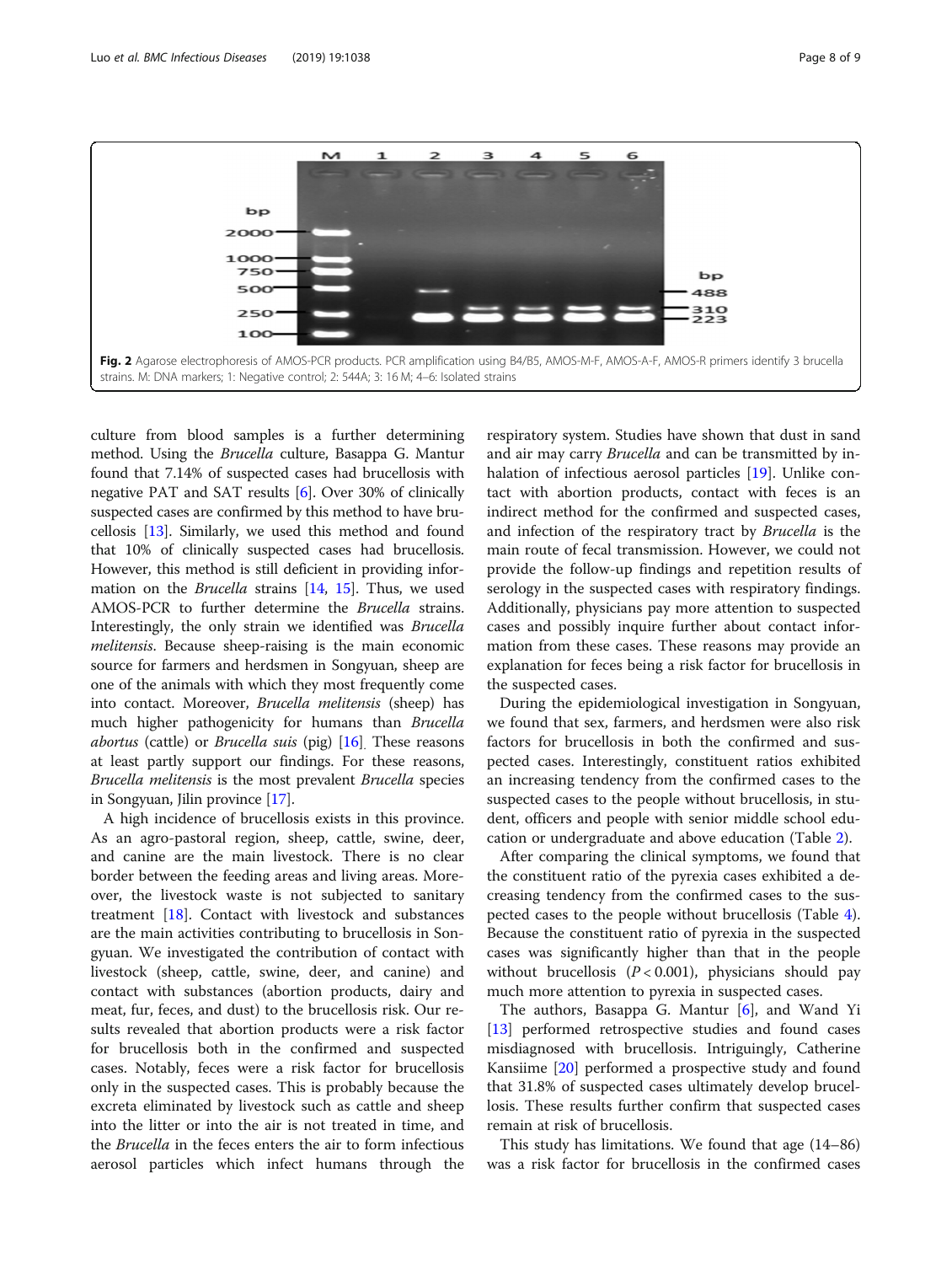**Fig. 2** Agarose electrophoresis of AMOS-PCR products. PCR amplification using B4/B5, AMOS-M-F, AMOS-A-F, AMOS-R primers identify 3 brucella strains. M: DNA markers; 1: Negative control; 2: 544A; 3: 16 M; 4–6: Isolated strains

culture from blood samples is a further determining method. Using the *Brucella* culture, Basappa G. Mantur found that 7.14% of suspected cases had brucellosis with negative PAT and SAT results [6]. Over 30% of clinically suspected cases are confirmed by this method to have brucellosis [13]. Similarly, we used this method and found that 10% of clinically suspected cases had brucellosis. However, this method is still deficient in providing information on the *Brucella* strains [14, 15]. Thus, we used AMOS-PCR to further determine the *Brucella* strains. Interestingly, the only strain we identified was *Brucella melitensis*. Because sheep-raising is the main economic source for farmers and herdsmen in Songyuan, sheep are one of the animals with which they most frequently come into contact. Moreover, *Brucella melitensis* (sheep) has much higher pathogenicity for humans than *Brucella abortus* (cattle) or *Brucella suis* (pig) [16]. These reasons at least partly support our findings. For these reasons, *Brucella melitensis* is the most prevalent *Brucella* species in Songyuan, Jilin province [17].

A high incidence of brucellosis exists in this province. As an agro-pastoral region, sheep, cattle, swine, deer, and canine are the main livestock. There is no clear border between the feeding areas and living areas. Moreover, the livestock waste is not subjected to sanitary treatment [18]. Contact with livestock and substances are the main activities contributing to brucellosis in Songyuan. We investigated the contribution of contact with livestock (sheep, cattle, swine, deer, and canine) and contact with substances (abortion products, dairy and meat, fur, feces, and dust) to the brucellosis risk. Our results revealed that abortion products were a risk factor for brucellosis both in the confirmed and suspected cases. Notably, feces were a risk factor for brucellosis only in the suspected cases. This is probably because the excreta eliminated by livestock such as cattle and sheep into the litter or into the air is not treated in time, and the *Brucella* in the feces enters the air to form infectious aerosol particles which infect humans through the respiratory system. Studies have shown that dust in sand and air may carry *Brucella* and can be transmitted by inhalation of infectious aerosol particles [19]. Unlike contact with abortion products, contact with feces is an indirect method for the confirmed and suspected cases, and infection of the respiratory tract by *Brucella* is the main route of fecal transmission. However, we could not provide the follow-up findings and repetition results of serology in the suspected cases with respiratory findings. Additionally, physicians pay more attention to suspected cases and possibly inquire further about contact information from these cases. These reasons may provide an explanation for feces being a risk factor for brucellosis in the suspected cases.

During the epidemiological investigation in Songyuan, we found that sex, farmers, and herdsmen were also risk factors for brucellosis in both the confirmed and suspected cases. Interestingly, constituent ratios exhibited an increasing tendency from the confirmed cases to the suspected cases to the people without brucellosis, in student, officers and people with senior middle school education or undergraduate and above education (Table 2).

After comparing the clinical symptoms, we found that the constituent ratio of the pyrexia cases exhibited a decreasing tendency from the confirmed cases to the suspected cases to the people without brucellosis (Table 4). Because the constituent ratio of pyrexia in the suspected cases was significantly higher than that in the people without brucellosis ($P < 0.001$), physicians should pay much more attention to pyrexia in suspected cases.

The authors, Basappa G. Mantur [6], and Wand Yi [13] performed retrospective studies and found cases misdiagnosed with brucellosis. Intriguingly, Catherine Kansiime [20] performed a prospective study and found that 31.8% of suspected cases ultimately develop brucellosis. These results further confirm that suspected cases remain at risk of brucellosis.

This study has limitations. We found that age (14–86) was a risk factor for brucellosis in the confirmed cases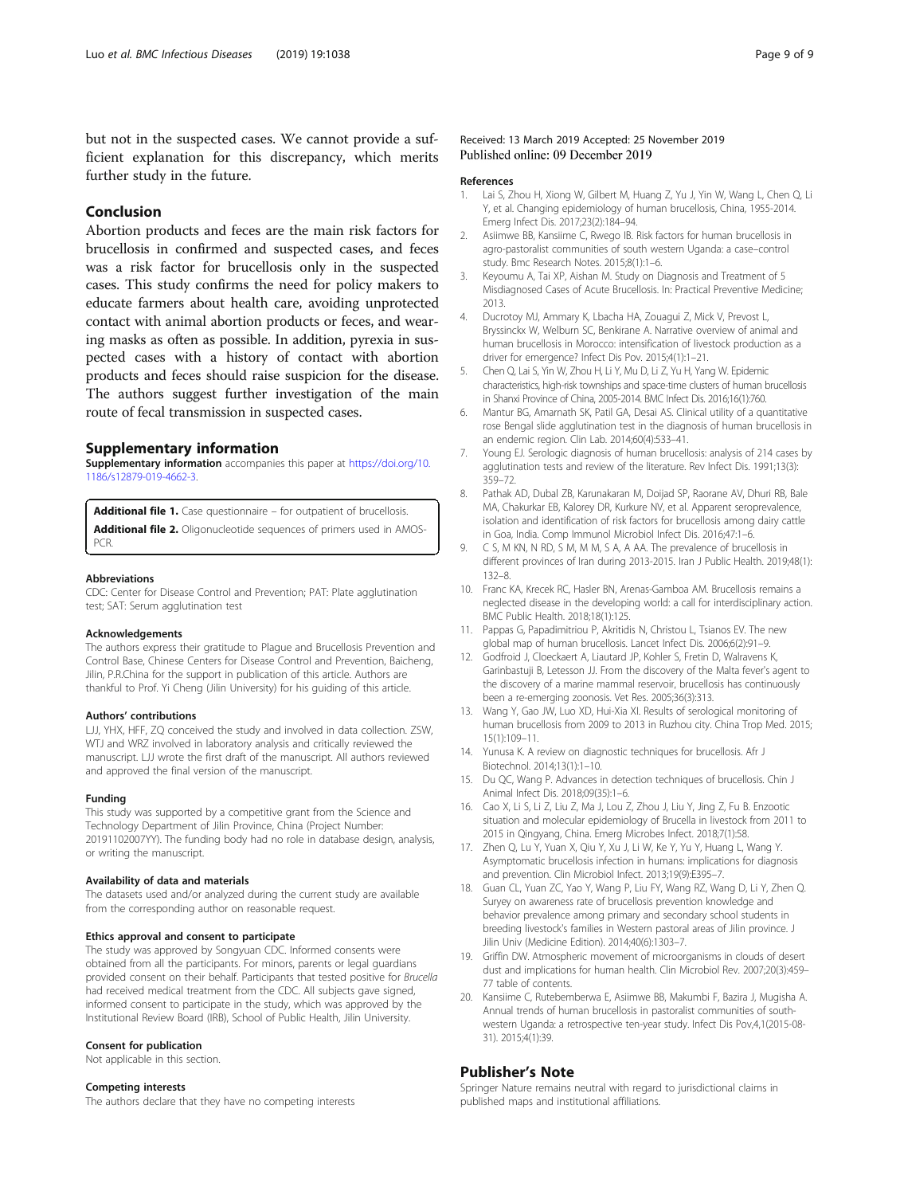but not in the suspected cases. We cannot provide a sufficient explanation for this discrepancy, which merits further study in the future.

## Conclusion

Abortion products and feces are the main risk factors for brucellosis in confirmed and suspected cases, and feces was a risk factor for brucellosis only in the suspected cases. This study confirms the need for policy makers to educate farmers about health care, avoiding unprotected contact with animal abortion products or feces, and wearing masks as often as possible. In addition, pyrexia in suspected cases with a history of contact with abortion products and feces should raise suspicion for the disease. The authors suggest further investigation of the main route of fecal transmission in suspected cases.

## Supplementary information

**Supplementary information** accompanies this paper at https://doi.org/10.1186/s12879-019-4662-3.

**Additional file 1.** Case questionnaire – for outpatient of brucellosis.

**Additional file 2.** Oligonucleotide sequences of primers used in AMOS-PCR.

#### Abbreviations

CDC: Center for Disease Control and Prevention; PAT: Plate agglutination test; SAT: Serum agglutination test

#### Acknowledgements

The authors express their gratitude to Plague and Brucellosis Prevention and Control Base, Chinese Centers for Disease Control and Prevention, Baicheng, Jilin, P.R.China for the support in publication of this article. Authors are thankful to Prof. Yi Cheng (Jilin University) for his guiding of this article.

#### Authors' contributions

LJJ, YHX, HFF, ZQ conceived the study and involved in data collection. ZSW, WTJ and WRZ involved in laboratory analysis and critically reviewed the manuscript. LJJ wrote the first draft of the manuscript. All authors reviewed and approved the final version of the manuscript.

#### Funding

This study was supported by a competitive grant from the Science and Technology Department of Jilin Province, China (Project Number: 20191102007YY). The funding body had no role in database design, analysis, or writing the manuscript.

#### Availability of data and materials

The datasets used and/or analyzed during the current study are available from the corresponding author on reasonable request.

#### Ethics approval and consent to participate

The study was approved by Songyuan CDC. Informed consents were obtained from all the participants. For minors, parents or legal guardians provided consent on their behalf. Participants that tested positive for *Brucella* had received medical treatment from the CDC. All subjects gave signed, informed consent to participate in the study, which was approved by the Institutional Review Board (IRB), School of Public Health, Jilin University.

#### Consent for publication

Not applicable in this section.

#### Competing interests

The authors declare that they have no competing interests

Received: 13 March 2019 Accepted: 25 November 2019
Published online: 09 December 2019

#### References

1. Lai S, Zhou H, Xiong W, Gilbert M, Huang Z, Yu J, Yin W, Wang L, Chen Q, Li Y, et al. Changing epidemiology of human brucellosis, China, 1955-2014. Emerg Infect Dis. 2017;23(2):184–94.
2. Asiimwe BB, Kansiime C, Rwego IB. Risk factors for human brucellosis in agro-pastoralist communities of south western Uganda: a case–control study. Bmc Research Notes. 2015;8(1):1–6.
3. Keyoumu A, Tai XP, Aishan M. Study on Diagnosis and Treatment of 5 Misdiagnosed Cases of Acute Brucellosis. In: Practical Preventive Medicine; 2013.
4. Ducrotoy MJ, Ammary K, Lbacha HA, Zouagui Z, Mick V, Prevost L, Bryssinckx W, Welburn SC, Benkirane A. Narrative overview of animal and human brucellosis in Morocco: intensification of livestock production as a driver for emergence? Infect Dis Pov. 2015;4(1):1–21.
5. Chen Q, Lai S, Yin W, Zhou H, Li Y, Mu D, Li Z, Yu H, Yang W. Epidemic characteristics, high-risk townships and space-time clusters of human brucellosis in Shanxi Province of China, 2005-2014. BMC Infect Dis. 2016;16(1):760.
6. Mantur BG, Amarnath SK, Patil GA, Desai AS. Clinical utility of a quantitative rose Bengal slide agglutination test in the diagnosis of human brucellosis in an endemic region. Clin Lab. 2014;60(4):533–41.
7. Young EJ. Serologic diagnosis of human brucellosis: analysis of 214 cases by agglutination tests and review of the literature. Rev Infect Dis. 1991;13(3):359–72.
8. Pathak AD, Dubal ZB, Karunakaran M, Doijad SP, Raorane AV, Dhuri RB, Bale MA, Chakurkar EB, Kalorey DR, Kurkure NV, et al. Apparent seroprevalence, isolation and identification of risk factors for brucellosis among dairy cattle in Goa, India. Comp Immunol Microbiol Infect Dis. 2016;47:1–6.
9. C S, M KN, N RD, S M, M M, S A, A AA. The prevalence of brucellosis in different provinces of Iran during 2013-2015. Iran J Public Health. 2019;48(1):132–8.
10. Franc KA, Krecek RC, Hasler BN, Arenas-Gamboa AM. Brucellosis remains a neglected disease in the developing world: a call for interdisciplinary action. BMC Public Health. 2018;18(1):125.
11. Pappas G, Papadimitriou P, Akritidis N, Christou L, Tsianos EV. The new global map of human brucellosis. Lancet Infect Dis. 2006;6(2):91–9.
12. Godfroid J, Cloeckaert A, Liautard JP, Kohler S, Fretin D, Walravens K, Garinbastuji B, Letesson JJ. From the discovery of the Malta fever's agent to the discovery of a marine mammal reservoir, brucellosis has continuously been a re-emerging zoonosis. Vet Res. 2005;36(3):313.
13. Wang Y, Gao JW, Luo XD, Hui-Xia XI. Results of serological monitoring of human brucellosis from 2009 to 2013 in Ruzhou city. China Trop Med. 2015;15(1):109–11.
14. Yunusa K. A review on diagnostic techniques for brucellosis. Afr J Biotechnol. 2014;13(1):1–10.
15. Du QC, Wang P. Advances in detection techniques of brucellosis. Chin J Animal Infect Dis. 2018;09(35):1–6.
16. Cao X, Li S, Li Z, Liu Z, Ma J, Lou Z, Zhou J, Liu Y, Jing Z, Fu B. Enzootic situation and molecular epidemiology of Brucella in livestock from 2011 to 2015 in Qingyang, China. Emerg Microbes Infect. 2018;7(1):58.
17. Zhen Q, Lu Y, Yuan X, Qiu Y, Xu J, Li W, Ke Y, Yu Y, Huang L, Wang Y. Asymptomatic brucellosis infection in humans: implications for diagnosis and prevention. Clin Microbiol Infect. 2013;19(9):E395–7.
18. Guan CL, Yuan ZC, Yao Y, Wang P, Liu FY, Wang RZ, Wang D, Li Y, Zhen Q. Suryey on awareness rate of brucellosis prevention knowledge and behavior prevalence among primary and secondary school students in breeding livestock's families in Western pastoral areas of Jilin province. J Jilin Univ (Medicine Edition). 2014;40(6):1303–7.
19. Griffin DW. Atmospheric movement of microorganisms in clouds of desert dust and implications for human health. Clin Microbiol Rev. 2007;20(3):459–77 table of contents.
20. Kansiime C, Rutebemberwa E, Asiimwe BB, Makumbi F, Bazira J, Mugisha A. Annual trends of human brucellosis in pastoralist communities of south-western Uganda: a retrospective ten-year study. Infect Dis Pov,4,1(2015-08-31). 2015;4(1):39.

## Publisher's Note

Springer Nature remains neutral with regard to jurisdictional claims in published maps and institutional affiliations.